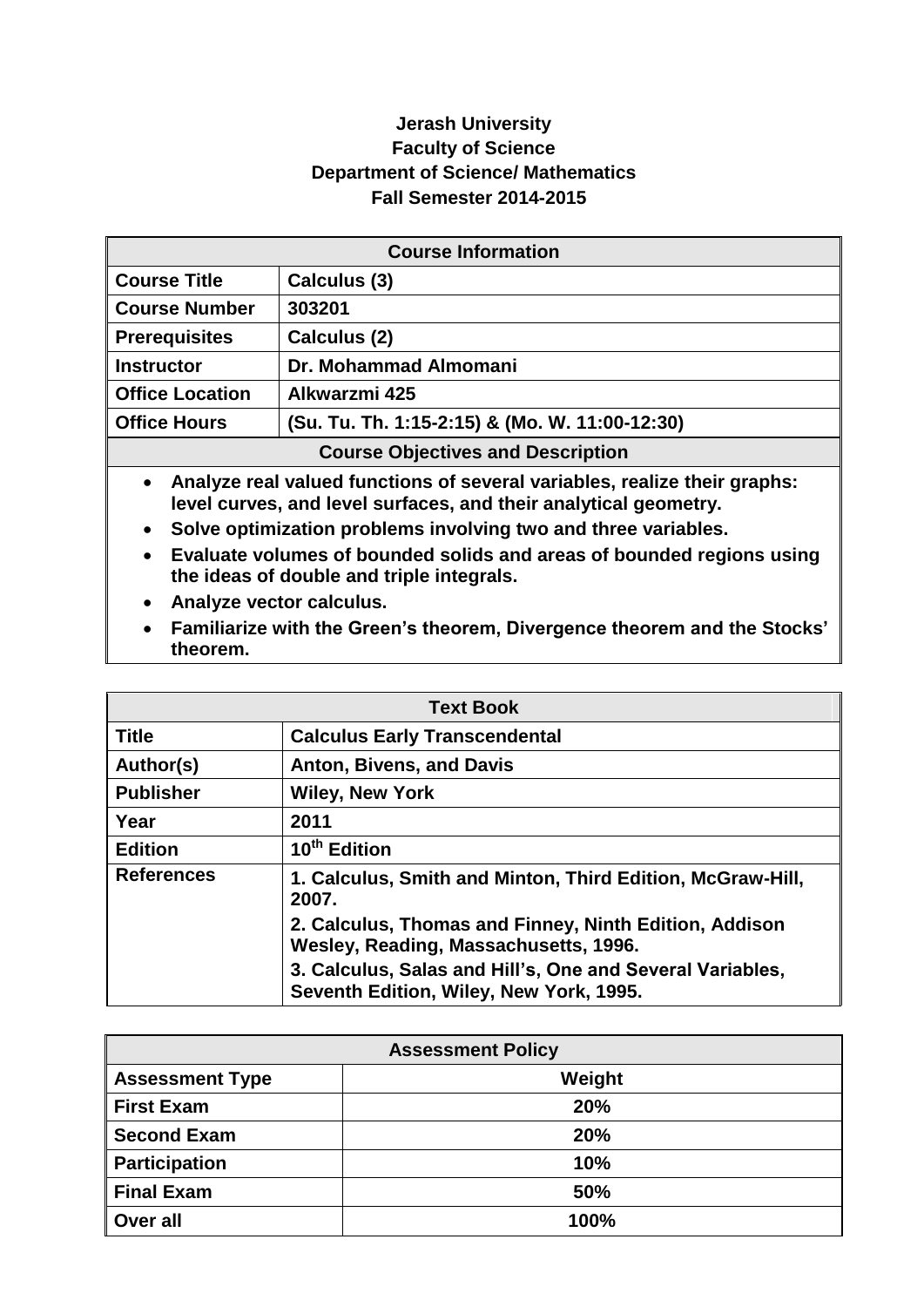**Jerash University**
**Faculty of Science**
**Department of Science/ Mathematics**
**Fall Semester 2014-2015**

| Course Information | |
|---|---|
| **Course Title** | **Calculus (3)** |
| **Course Number** | **303201** |
| **Prerequisites** | **Calculus (2)** |
| **Instructor** | **Dr. Mohammad Almomani** |
| **Office Location** | **Alkwarzmi 425** |
| **Office Hours** | **(Su. Tu. Th. 1:15-2:15) & (Mo. W. 11:00-12:30)** |

**Course Objectives and Description**

- **Analyze real valued functions of several variables, realize their graphs: level curves, and level surfaces, and their analytical geometry.**
- **Solve optimization problems involving two and three variables.**
- **Evaluate volumes of bounded solids and areas of bounded regions using the ideas of double and triple integrals.**
- **Analyze vector calculus.**
- **Familiarize with the Green's theorem, Divergence theorem and the Stocks' theorem.**

| Text Book | |
|---|---|
| **Title** | **Calculus Early Transcendental** |
| **Author(s)** | **Anton, Bivens, and Davis** |
| **Publisher** | **Wiley, New York** |
| **Year** | **2011** |
| **Edition** | **10th Edition** |
| **References** | **1. Calculus, Smith and Minton, Third Edition, McGraw-Hill, 2007.** <br> **2. Calculus, Thomas and Finney, Ninth Edition, Addison Wesley, Reading, Massachusetts, 1996.** <br> **3. Calculus, Salas and Hill's, One and Several Variables, Seventh Edition, Wiley, New York, 1995.** |

| Assessment Policy | |
|---|---|
| **Assessment Type** | **Weight** |
| **First Exam** | **20%** |
| **Second Exam** | **20%** |
| **Participation** | **10%** |
| **Final Exam** | **50%** |
| **Over all** | **100%** |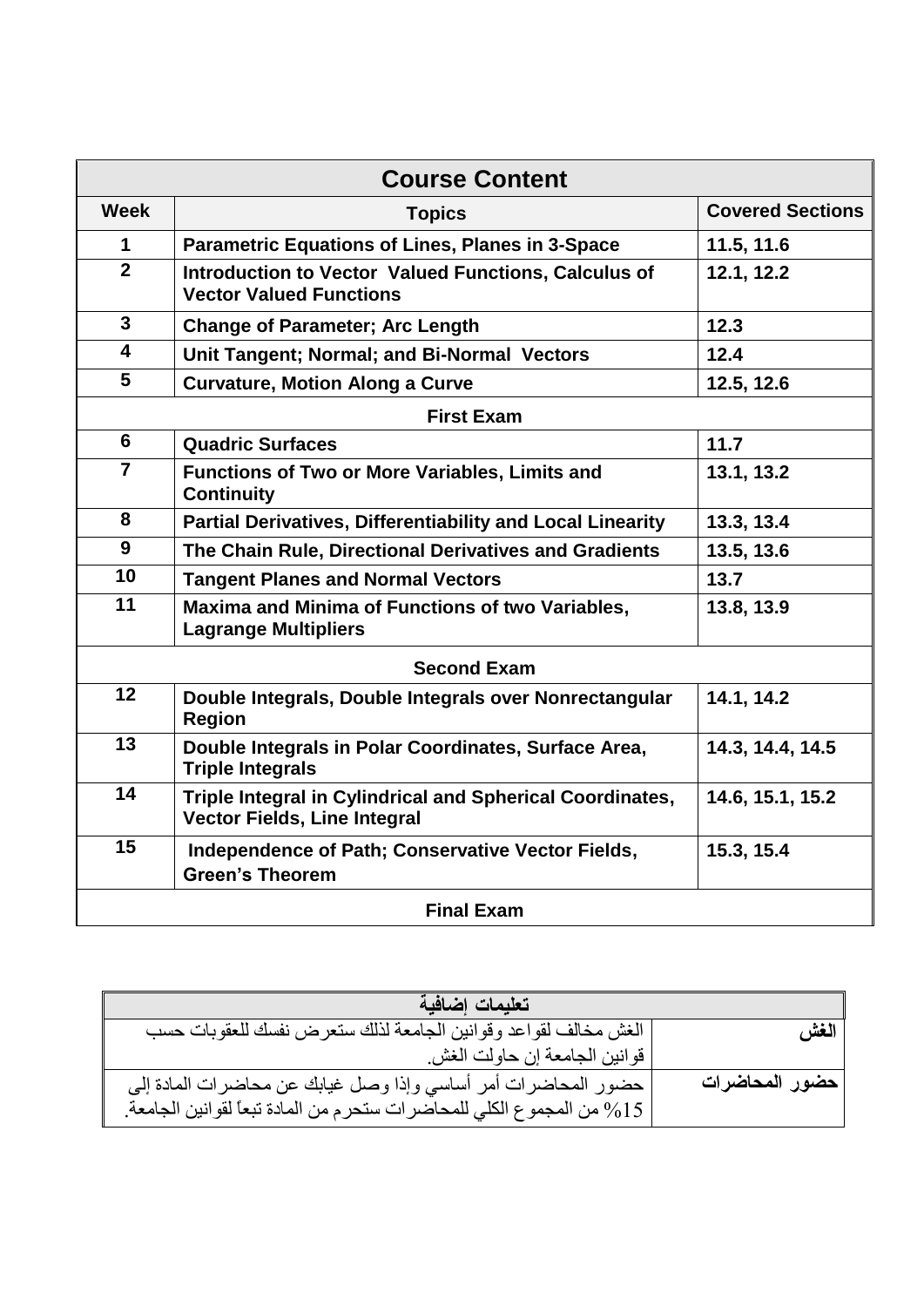| Course Content | | |
| --- | --- | --- |
| **Week** | **Topics** | **Covered Sections** |
| **1** | **Parametric Equations of Lines, Planes in 3-Space** | **11.5, 11.6** |
| **2** | **Introduction to Vector Valued Functions, Calculus of Vector Valued Functions** | **12.1, 12.2** |
| **3** | **Change of Parameter; Arc Length** | **12.3** |
| **4** | **Unit Tangent; Normal; and Bi-Normal Vectors** | **12.4** |
| **5** | **Curvature, Motion Along a Curve** | **12.5, 12.6** |
| **First Exam** | | |
| **6** | **Quadric Surfaces** | **11.7** |
| **7** | **Functions of Two or More Variables, Limits and Continuity** | **13.1, 13.2** |
| **8** | **Partial Derivatives, Differentiability and Local Linearity** | **13.3, 13.4** |
| **9** | **The Chain Rule, Directional Derivatives and Gradients** | **13.5, 13.6** |
| **10** | **Tangent Planes and Normal Vectors** | **13.7** |
| **11** | **Maxima and Minima of Functions of two Variables, Lagrange Multipliers** | **13.8, 13.9** |
| **Second Exam** | | |
| **12** | **Double Integrals, Double Integrals over Nonrectangular Region** | **14.1, 14.2** |
| **13** | **Double Integrals in Polar Coordinates, Surface Area, Triple Integrals** | **14.3, 14.4, 14.5** |
| **14** | **Triple Integral in Cylindrical and Spherical Coordinates, Vector Fields, Line Integral** | **14.6, 15.1, 15.2** |
| **15** | **Independence of Path; Conservative Vector Fields, Green's Theorem** | **15.3, 15.4** |
| **Final Exam** | | |

| تعليمات إضافية | |
| --- | --- |
| **الغش** | الغش مخالف لقواعد وقوانين الجامعة لذلك ستعرض نفسك للعقوبات حسب قوانين الجامعة إن حاولت الغش. |
| **حضور المحاضرات** | حضور المحاضرات أمر أساسي وإذا وصل غيابك عن محاضرات المادة إلى 15% من المجموع الكلي للمحاضرات ستحرم من المادة تبعاً لقوانين الجامعة. |